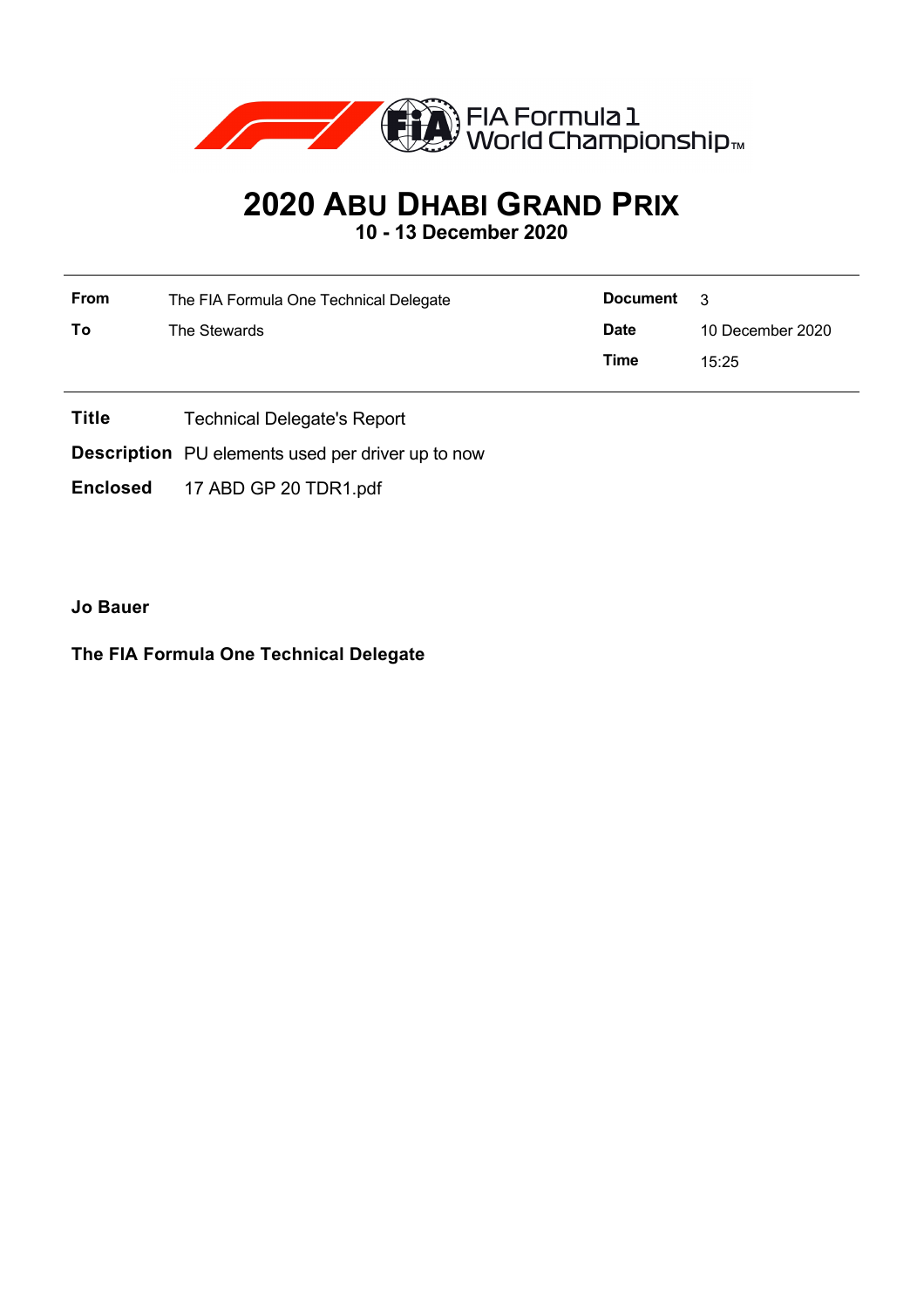FIA Formula 1 World Championship™

# 2020 Abu Dhabi Grand Prix

**10 - 13 December 2020**

| **From** | The FIA Formula One Technical Delegate | **Document** | 3 |
|---|---|---|---|
| **To** | The Stewards | **Date** | 10 December 2020 |
| | | **Time** | 15:25 |

**Title** Technical Delegate's Report

**Description** PU elements used per driver up to now

**Enclosed** 17 ABD GP 20 TDR1.pdf

**Jo Bauer**

**The FIA Formula One Technical Delegate**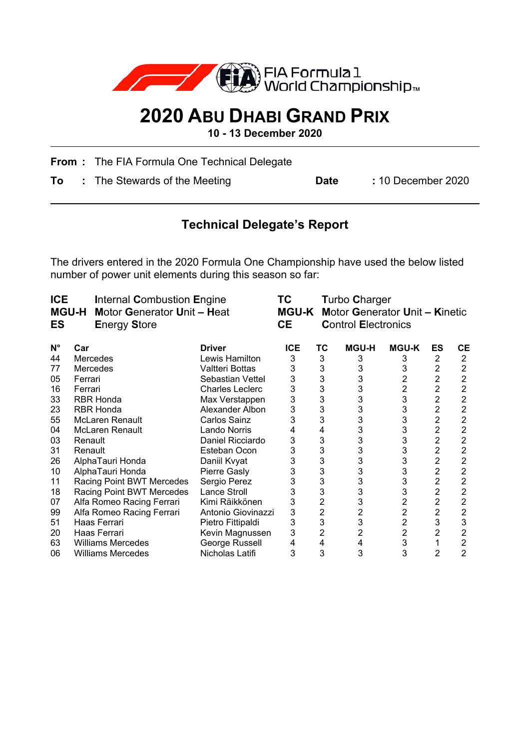FIA Formula 1 World Championship™

# 2020 Abu Dhabi Grand Prix

**10 - 13 December 2020**

**From :** The FIA Formula One Technical Delegate

**To :** The Stewards of the Meeting **Date** : 10 December 2020

## Technical Delegate's Report

The drivers entered in the 2020 Formula One Championship have used the below listed number of power unit elements during this season so far:

**ICE** **I**nternal **C**ombustion **E**ngine
**MGU-H** **M**otor **G**enerator **U**nit – **H**eat
**ES** **E**nergy **S**tore
**TC** **T**urbo **C**harger
**MGU-K** **M**otor **G**enerator **U**nit – **K**inetic
**CE** **C**ontrol **E**lectronics

| N° | Car | Driver | ICE | TC | MGU-H | MGU-K | ES | CE |
|---|---|---|---|---|---|---|---|---|
| 44 | Mercedes | Lewis Hamilton | 3 | 3 | 3 | 3 | 2 | 2 |
| 77 | Mercedes | Valtteri Bottas | 3 | 3 | 3 | 3 | 2 | 2 |
| 05 | Ferrari | Sebastian Vettel | 3 | 3 | 3 | 2 | 2 | 2 |
| 16 | Ferrari | Charles Leclerc | 3 | 3 | 3 | 2 | 2 | 2 |
| 33 | RBR Honda | Max Verstappen | 3 | 3 | 3 | 3 | 2 | 2 |
| 23 | RBR Honda | Alexander Albon | 3 | 3 | 3 | 3 | 2 | 2 |
| 55 | McLaren Renault | Carlos Sainz | 3 | 3 | 3 | 3 | 2 | 2 |
| 04 | McLaren Renault | Lando Norris | 4 | 4 | 3 | 3 | 2 | 2 |
| 03 | Renault | Daniel Ricciardo | 3 | 3 | 3 | 3 | 2 | 2 |
| 31 | Renault | Esteban Ocon | 3 | 3 | 3 | 3 | 2 | 2 |
| 26 | AlphaTauri Honda | Daniil Kvyat | 3 | 3 | 3 | 3 | 2 | 2 |
| 10 | AlphaTauri Honda | Pierre Gasly | 3 | 3 | 3 | 3 | 2 | 2 |
| 11 | Racing Point BWT Mercedes | Sergio Perez | 3 | 3 | 3 | 3 | 2 | 2 |
| 18 | Racing Point BWT Mercedes | Lance Stroll | 3 | 3 | 3 | 3 | 2 | 2 |
| 07 | Alfa Romeo Racing Ferrari | Kimi Räikkönen | 3 | 2 | 3 | 2 | 2 | 2 |
| 99 | Alfa Romeo Racing Ferrari | Antonio Giovinazzi | 3 | 2 | 2 | 2 | 2 | 2 |
| 51 | Haas Ferrari | Pietro Fittipaldi | 3 | 3 | 3 | 2 | 3 | 3 |
| 20 | Haas Ferrari | Kevin Magnussen | 3 | 2 | 2 | 2 | 2 | 2 |
| 63 | Williams Mercedes | George Russell | 4 | 4 | 4 | 3 | 1 | 2 |
| 06 | Williams Mercedes | Nicholas Latifi | 3 | 3 | 3 | 3 | 2 | 2 |